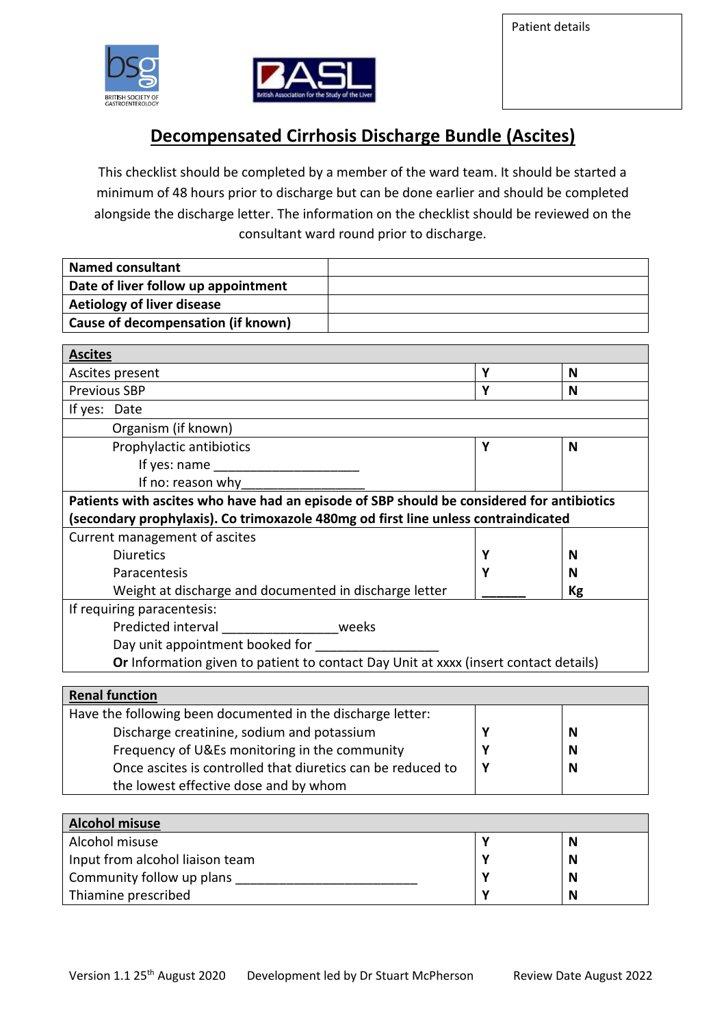Patient details

# Decompensated Cirrhosis Discharge Bundle (Ascites)

This checklist should be completed by a member of the ward team. It should be started a minimum of 48 hours prior to discharge but can be done earlier and should be completed alongside the discharge letter. The information on the checklist should be reviewed on the consultant ward round prior to discharge.

| **Named consultant** | |
|---|---|
| **Date of liver follow up appointment** | |
| **Aetiology of liver disease** | |
| **Cause of decompensation (if known)** | |

| **Ascites** | | |
|---|---|---|
| Ascites present | **Y** | **N** |
| Previous SBP | **Y** | **N** |
| If yes: Date | | |
| Organism (if known) | | |
| Prophylactic antibiotics<br>If yes: name ____________________<br>If no: reason why________________ | **Y** | **N** |
| **Patients with ascites who have had an episode of SBP should be considered for antibiotics (secondary prophylaxis). Co trimoxazole 480mg od first line unless contraindicated** | | |
| Current management of ascites<br>Diuretics<br>Paracentesis<br>Weight at discharge and documented in discharge letter | <br>**Y**<br>**Y**<br>______ | <br>**N**<br>**N**<br>**Kg** |
| If requiring paracentesis:<br>Predicted interval _______________weeks<br>Day unit appointment booked for ________________<br>**Or** Information given to patient to contact Day Unit at xxxx (insert contact details) | | |

| **Renal function** | | |
|---|---|---|
| Have the following been documented in the discharge letter: | | |
| Discharge creatinine, sodium and potassium | **Y** | **N** |
| Frequency of U&Es monitoring in the community | **Y** | **N** |
| Once ascites is controlled that diuretics can be reduced to the lowest effective dose and by whom | **Y** | **N** |

| **Alcohol misuse** | | |
|---|---|---|
| Alcohol misuse | **Y** | **N** |
| Input from alcohol liaison team | **Y** | **N** |
| Community follow up plans ________________________ | **Y** | **N** |
| Thiamine prescribed | **Y** | **N** |

Version 1.1 25th August 2020 Development led by Dr Stuart McPherson Review Date August 2022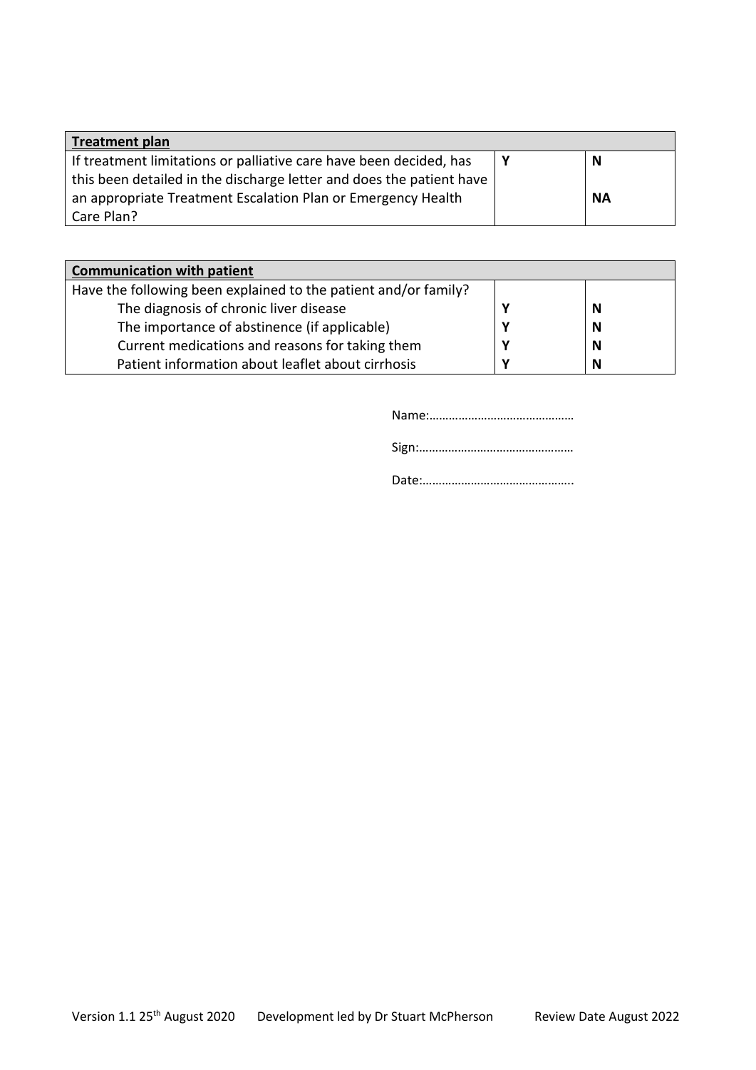| Treatment plan | | |
|---|---|---|
| If treatment limitations or palliative care have been decided, has this been detailed in the discharge letter and does the patient have an appropriate Treatment Escalation Plan or Emergency Health Care Plan? | **Y** | **N** <br> **NA** |

| Communication with patient | | |
|---|---|---|
| Have the following been explained to the patient and/or family? | | |
| The diagnosis of chronic liver disease | **Y** | **N** |
| The importance of abstinence (if applicable) | **Y** | **N** |
| Current medications and reasons for taking them | **Y** | **N** |
| Patient information about leaflet about cirrhosis | **Y** | **N** |

Name:………………………………………

Sign:…………………………………………

Date:………………………………………..

Version 1.1 25th August 2020 Development led by Dr Stuart McPherson Review Date August 2022